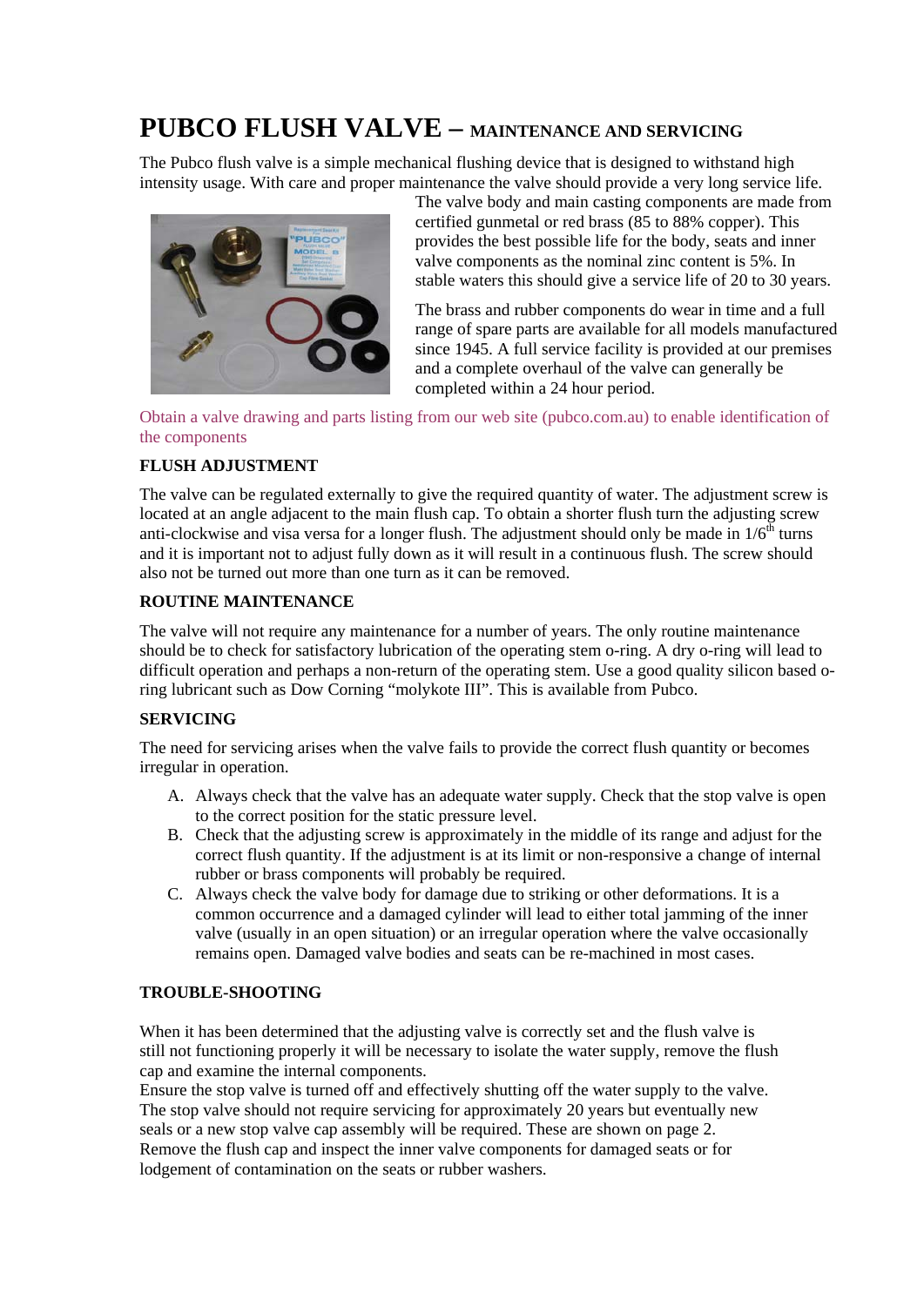# PUBCO FLUSH VALVE – MAINTENANCE AND SERVICING

The Pubco flush valve is a simple mechanical flushing device that is designed to withstand high intensity usage. With care and proper maintenance the valve should provide a very long service life.

The valve body and main casting components are made from certified gunmetal or red brass (85 to 88% copper). This provides the best possible life for the body, seats and inner valve components as the nominal zinc content is 5%. In stable waters this should give a service life of 20 to 30 years.

The brass and rubber components do wear in time and a full range of spare parts are available for all models manufactured since 1945. A full service facility is provided at our premises and a complete overhaul of the valve can generally be completed within a 24 hour period.

Obtain a valve drawing and parts listing from our web site (pubco.com.au) to enable identification of the components

### FLUSH ADJUSTMENT

The valve can be regulated externally to give the required quantity of water. The adjustment screw is located at an angle adjacent to the main flush cap. To obtain a shorter flush turn the adjusting screw anti-clockwise and visa versa for a longer flush. The adjustment should only be made in 1/6th turns and it is important not to adjust fully down as it will result in a continuous flush. The screw should also not be turned out more than one turn as it can be removed.

### ROUTINE MAINTENANCE

The valve will not require any maintenance for a number of years. The only routine maintenance should be to check for satisfactory lubrication of the operating stem o-ring. A dry o-ring will lead to difficult operation and perhaps a non-return of the operating stem. Use a good quality silicon based o-ring lubricant such as Dow Corning "molykote III". This is available from Pubco.

### SERVICING

The need for servicing arises when the valve fails to provide the correct flush quantity or becomes irregular in operation.

A. Always check that the valve has an adequate water supply. Check that the stop valve is open to the correct position for the static pressure level.
B. Check that the adjusting screw is approximately in the middle of its range and adjust for the correct flush quantity. If the adjustment is at its limit or non-responsive a change of internal rubber or brass components will probably be required.
C. Always check the valve body for damage due to striking or other deformations. It is a common occurrence and a damaged cylinder will lead to either total jamming of the inner valve (usually in an open situation) or an irregular operation where the valve occasionally remains open. Damaged valve bodies and seats can be re-machined in most cases.

### TROUBLE-SHOOTING

When it has been determined that the adjusting valve is correctly set and the flush valve is still not functioning properly it will be necessary to isolate the water supply, remove the flush cap and examine the internal components.

Ensure the stop valve is turned off and effectively shutting off the water supply to the valve. The stop valve should not require servicing for approximately 20 years but eventually new seals or a new stop valve cap assembly will be required. These are shown on page 2.

Remove the flush cap and inspect the inner valve components for damaged seats or for lodgement of contamination on the seats or rubber washers.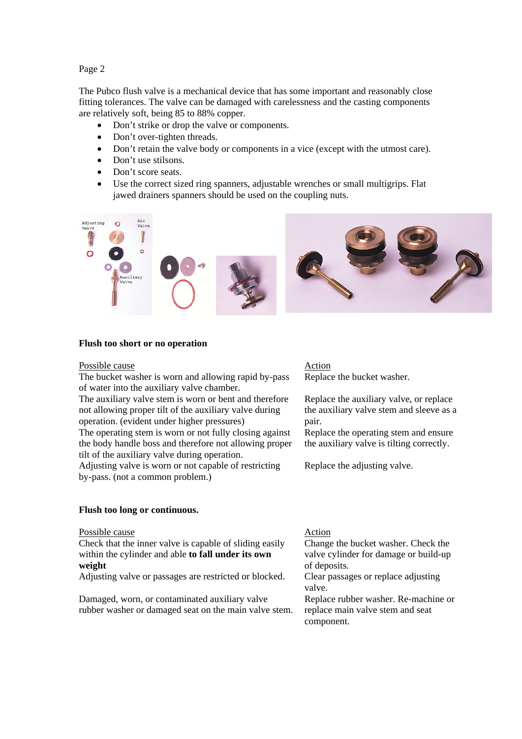The Pubco flush valve is a mechanical device that has some important and reasonably close fitting tolerances. The valve can be damaged with carelessness and the casting components are relatively soft, being 85 to 88% copper.

- Don't strike or drop the valve or components.
- Don't over-tighten threads.
- Don't retain the valve body or components in a vice (except with the utmost care).
- Don't use stilsons.
- Don't score seats.
- Use the correct sized ring spanners, adjustable wrenches or small multigrips. Flat jawed drainers spanners should be used on the coupling nuts.

**Flush too short or no operation**

| Possible cause | Action |
| --- | --- |
| The bucket washer is worn and allowing rapid by-pass of water into the auxiliary valve chamber. | Replace the bucket washer. |
| The auxiliary valve stem is worn or bent and therefore not allowing proper tilt of the auxiliary valve during operation. (evident under higher pressures) | Replace the auxiliary valve, or replace the auxiliary valve stem and sleeve as a pair. |
| The operating stem is worn or not fully closing against the body handle boss and therefore not allowing proper tilt of the auxiliary valve during operation. | Replace the operating stem and ensure the auxiliary valve is tilting correctly. |
| Adjusting valve is worn or not capable of restricting by-pass. (not a common problem.) | Replace the adjusting valve. |

**Flush too long or continuous.**

| Possible cause | Action |
| --- | --- |
| Check that the inner valve is capable of sliding easily within the cylinder and able **to fall under its own weight** | Change the bucket washer. Check the valve cylinder for damage or build-up of deposits. |
| Adjusting valve or passages are restricted or blocked. | Clear passages or replace adjusting valve. |
| Damaged, worn, or contaminated auxiliary valve rubber washer or damaged seat on the main valve stem. | Replace rubber washer. Re-machine or replace main valve stem and seat component. |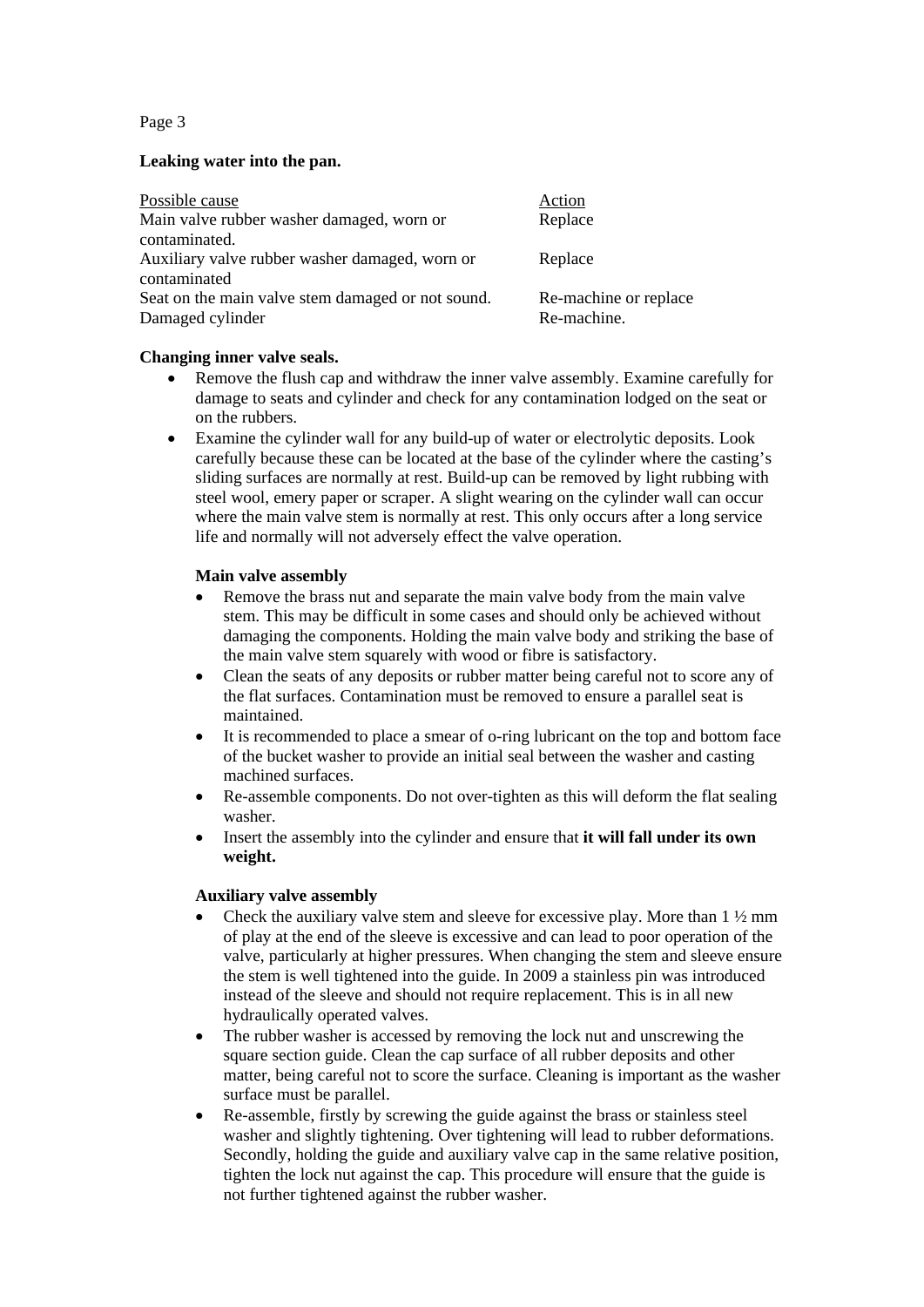**Leaking water into the pan.**

| Possible cause | Action |
|---|---|
| Main valve rubber washer damaged, worn or contaminated. | Replace |
| Auxiliary valve rubber washer damaged, worn or contaminated | Replace |
| Seat on the main valve stem damaged or not sound. | Re-machine or replace |
| Damaged cylinder | Re-machine. |

**Changing inner valve seals.**

- Remove the flush cap and withdraw the inner valve assembly. Examine carefully for damage to seats and cylinder and check for any contamination lodged on the seat or on the rubbers.
- Examine the cylinder wall for any build-up of water or electrolytic deposits. Look carefully because these can be located at the base of the cylinder where the casting's sliding surfaces are normally at rest. Build-up can be removed by light rubbing with steel wool, emery paper or scraper. A slight wearing on the cylinder wall can occur where the main valve stem is normally at rest. This only occurs after a long service life and normally will not adversely effect the valve operation.

**Main valve assembly**

- Remove the brass nut and separate the main valve body from the main valve stem. This may be difficult in some cases and should only be achieved without damaging the components. Holding the main valve body and striking the base of the main valve stem squarely with wood or fibre is satisfactory.
- Clean the seats of any deposits or rubber matter being careful not to score any of the flat surfaces. Contamination must be removed to ensure a parallel seat is maintained.
- It is recommended to place a smear of o-ring lubricant on the top and bottom face of the bucket washer to provide an initial seal between the washer and casting machined surfaces.
- Re-assemble components. Do not over-tighten as this will deform the flat sealing washer.
- Insert the assembly into the cylinder and ensure that **it will fall under its own weight.**

**Auxiliary valve assembly**

- Check the auxiliary valve stem and sleeve for excessive play. More than 1 ½ mm of play at the end of the sleeve is excessive and can lead to poor operation of the valve, particularly at higher pressures. When changing the stem and sleeve ensure the stem is well tightened into the guide. In 2009 a stainless pin was introduced instead of the sleeve and should not require replacement. This is in all new hydraulically operated valves.
- The rubber washer is accessed by removing the lock nut and unscrewing the square section guide. Clean the cap surface of all rubber deposits and other matter, being careful not to score the surface. Cleaning is important as the washer surface must be parallel.
- Re-assemble, firstly by screwing the guide against the brass or stainless steel washer and slightly tightening. Over tightening will lead to rubber deformations. Secondly, holding the guide and auxiliary valve cap in the same relative position, tighten the lock nut against the cap. This procedure will ensure that the guide is not further tightened against the rubber washer.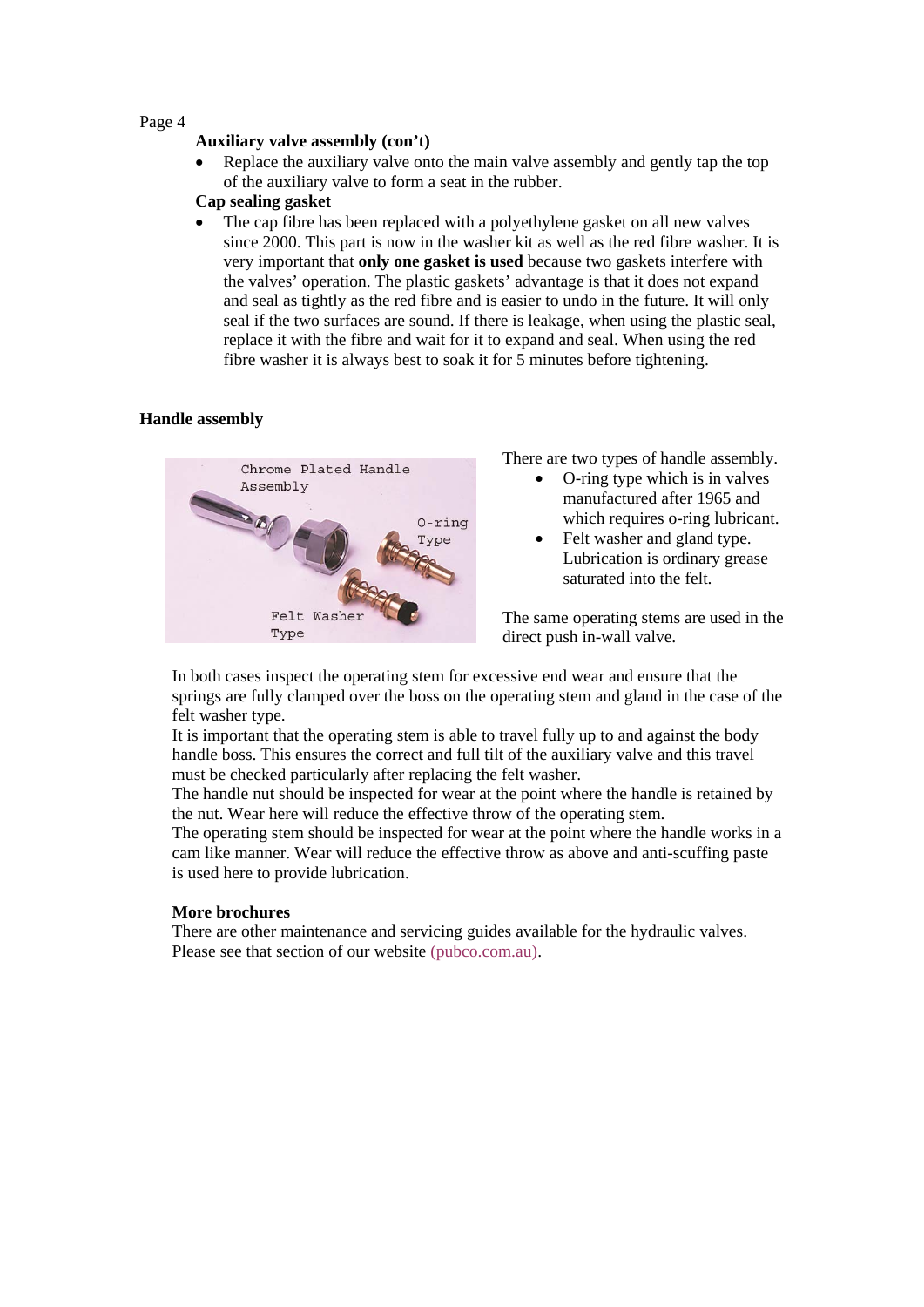### Auxiliary valve assembly (con't)

- Replace the auxiliary valve onto the main valve assembly and gently tap the top of the auxiliary valve to form a seat in the rubber.

### Cap sealing gasket

- The cap fibre has been replaced with a polyethylene gasket on all new valves since 2000. This part is now in the washer kit as well as the red fibre washer. It is very important that **only one gasket is used** because two gaskets interfere with the valves' operation. The plastic gaskets' advantage is that it does not expand and seal as tightly as the red fibre and is easier to undo in the future. It will only seal if the two surfaces are sound. If there is leakage, when using the plastic seal, replace it with the fibre and wait for it to expand and seal. When using the red fibre washer it is always best to soak it for 5 minutes before tightening.

## Handle assembly

Chrome Plated Handle Assembly

O-ring Type

Felt Washer Type

There are two types of handle assembly.

- O-ring type which is in valves manufactured after 1965 and which requires o-ring lubricant.
- Felt washer and gland type. Lubrication is ordinary grease saturated into the felt.

The same operating stems are used in the direct push in-wall valve.

In both cases inspect the operating stem for excessive end wear and ensure that the springs are fully clamped over the boss on the operating stem and gland in the case of the felt washer type.

It is important that the operating stem is able to travel fully up to and against the body handle boss. This ensures the correct and full tilt of the auxiliary valve and this travel must be checked particularly after replacing the felt washer.

The handle nut should be inspected for wear at the point where the handle is retained by the nut. Wear here will reduce the effective throw of the operating stem.

The operating stem should be inspected for wear at the point where the handle works in a cam like manner. Wear will reduce the effective throw as above and anti-scuffing paste is used here to provide lubrication.

### More brochures

There are other maintenance and servicing guides available for the hydraulic valves. Please see that section of our website (pubco.com.au).